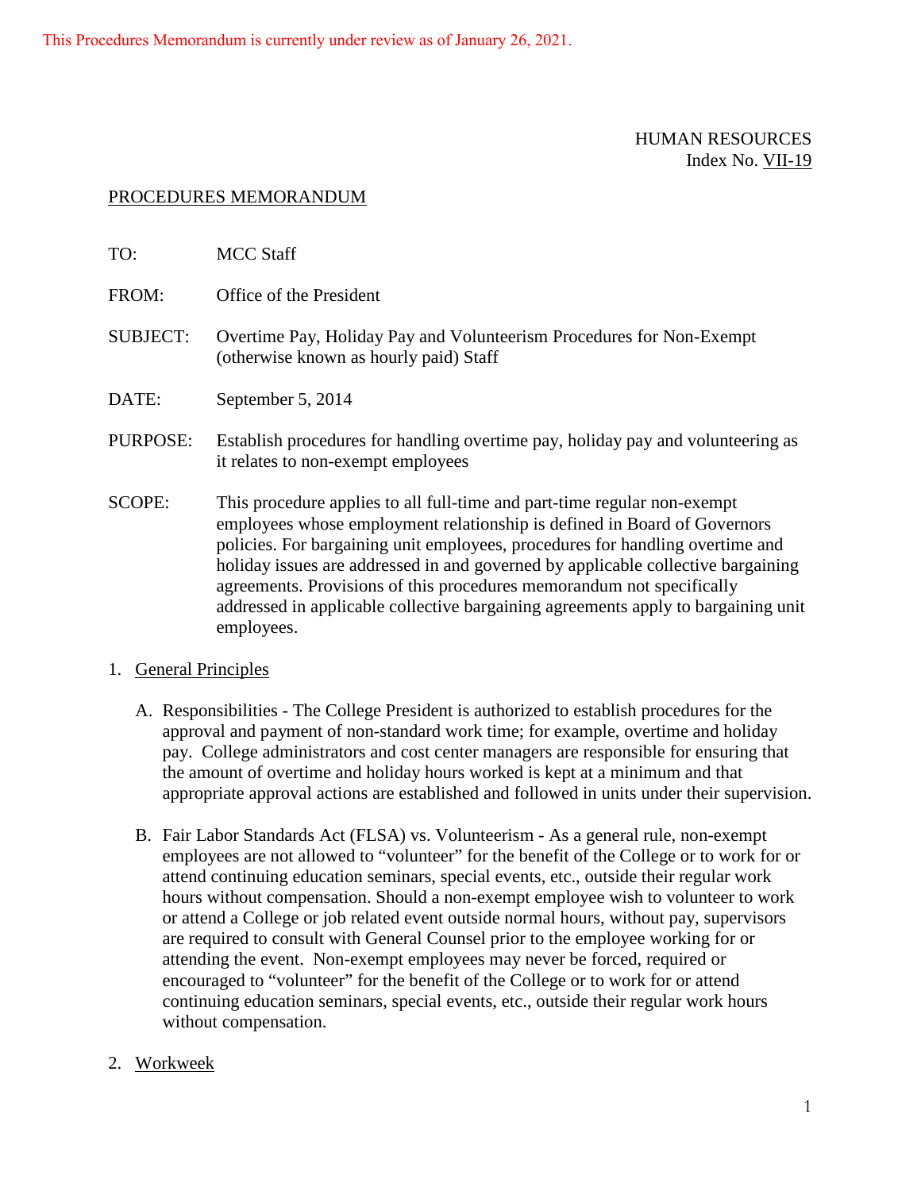This Procedures Memorandum is currently under review as of January 26, 2021.

HUMAN RESOURCES
Index No. VII-19

PROCEDURES MEMORANDUM

TO: MCC Staff

FROM: Office of the President

SUBJECT: Overtime Pay, Holiday Pay and Volunteerism Procedures for Non-Exempt (otherwise known as hourly paid) Staff

DATE: September 5, 2014

PURPOSE: Establish procedures for handling overtime pay, holiday pay and volunteering as it relates to non-exempt employees

SCOPE: This procedure applies to all full-time and part-time regular non-exempt employees whose employment relationship is defined in Board of Governors policies. For bargaining unit employees, procedures for handling overtime and holiday issues are addressed in and governed by applicable collective bargaining agreements. Provisions of this procedures memorandum not specifically addressed in applicable collective bargaining agreements apply to bargaining unit employees.

1. General Principles

   A. Responsibilities - The College President is authorized to establish procedures for the approval and payment of non-standard work time; for example, overtime and holiday pay. College administrators and cost center managers are responsible for ensuring that the amount of overtime and holiday hours worked is kept at a minimum and that appropriate approval actions are established and followed in units under their supervision.

   B. Fair Labor Standards Act (FLSA) vs. Volunteerism - As a general rule, non-exempt employees are not allowed to "volunteer" for the benefit of the College or to work for or attend continuing education seminars, special events, etc., outside their regular work hours without compensation. Should a non-exempt employee wish to volunteer to work or attend a College or job related event outside normal hours, without pay, supervisors are required to consult with General Counsel prior to the employee working for or attending the event. Non-exempt employees may never be forced, required or encouraged to "volunteer" for the benefit of the College or to work for or attend continuing education seminars, special events, etc., outside their regular work hours without compensation.

2. Workweek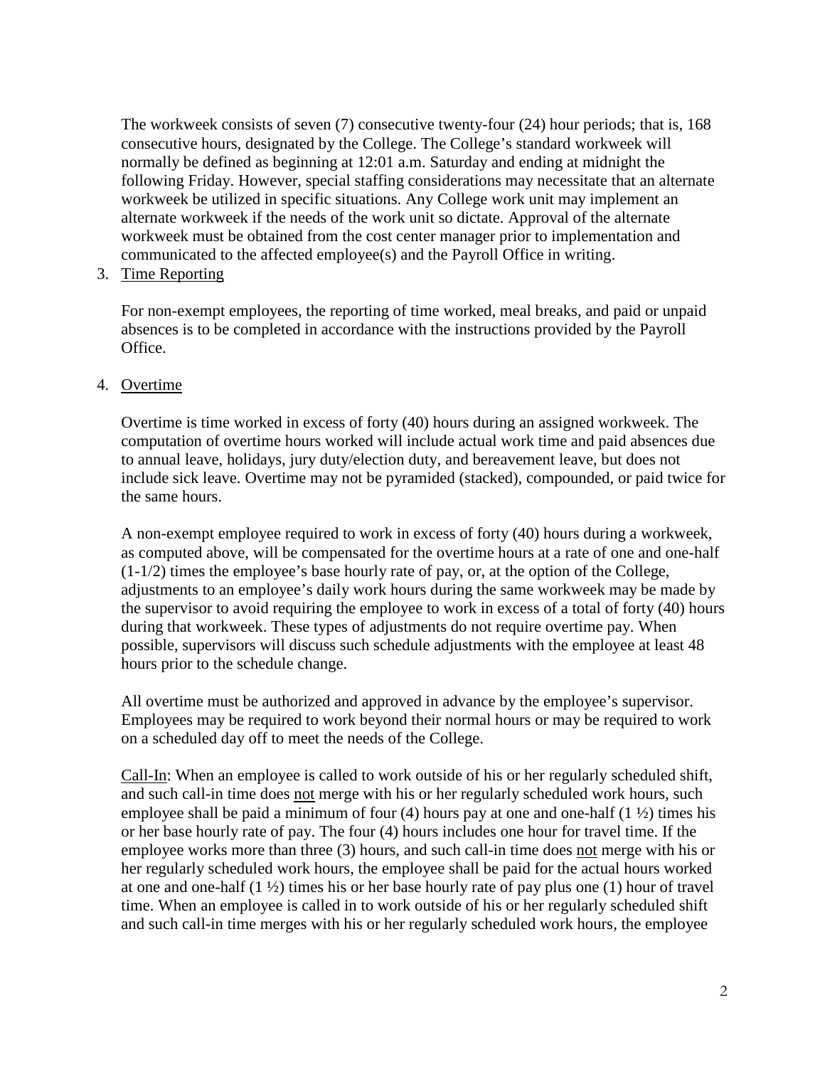The workweek consists of seven (7) consecutive twenty-four (24) hour periods; that is, 168 consecutive hours, designated by the College. The College's standard workweek will normally be defined as beginning at 12:01 a.m. Saturday and ending at midnight the following Friday. However, special staffing considerations may necessitate that an alternate workweek be utilized in specific situations. Any College work unit may implement an alternate workweek if the needs of the work unit so dictate. Approval of the alternate workweek must be obtained from the cost center manager prior to implementation and communicated to the affected employee(s) and the Payroll Office in writing.

3. Time Reporting

   For non-exempt employees, the reporting of time worked, meal breaks, and paid or unpaid absences is to be completed in accordance with the instructions provided by the Payroll Office.

4. Overtime

   Overtime is time worked in excess of forty (40) hours during an assigned workweek. The computation of overtime hours worked will include actual work time and paid absences due to annual leave, holidays, jury duty/election duty, and bereavement leave, but does not include sick leave. Overtime may not be pyramided (stacked), compounded, or paid twice for the same hours.

   A non-exempt employee required to work in excess of forty (40) hours during a workweek, as computed above, will be compensated for the overtime hours at a rate of one and one-half (1-1/2) times the employee's base hourly rate of pay, or, at the option of the College, adjustments to an employee's daily work hours during the same workweek may be made by the supervisor to avoid requiring the employee to work in excess of a total of forty (40) hours during that workweek. These types of adjustments do not require overtime pay. When possible, supervisors will discuss such schedule adjustments with the employee at least 48 hours prior to the schedule change.

   All overtime must be authorized and approved in advance by the employee's supervisor. Employees may be required to work beyond their normal hours or may be required to work on a scheduled day off to meet the needs of the College.

   Call-In: When an employee is called to work outside of his or her regularly scheduled shift, and such call-in time does not merge with his or her regularly scheduled work hours, such employee shall be paid a minimum of four (4) hours pay at one and one-half (1 ½) times his or her base hourly rate of pay. The four (4) hours includes one hour for travel time. If the employee works more than three (3) hours, and such call-in time does not merge with his or her regularly scheduled work hours, the employee shall be paid for the actual hours worked at one and one-half (1 ½) times his or her base hourly rate of pay plus one (1) hour of travel time. When an employee is called in to work outside of his or her regularly scheduled shift and such call-in time merges with his or her regularly scheduled work hours, the employee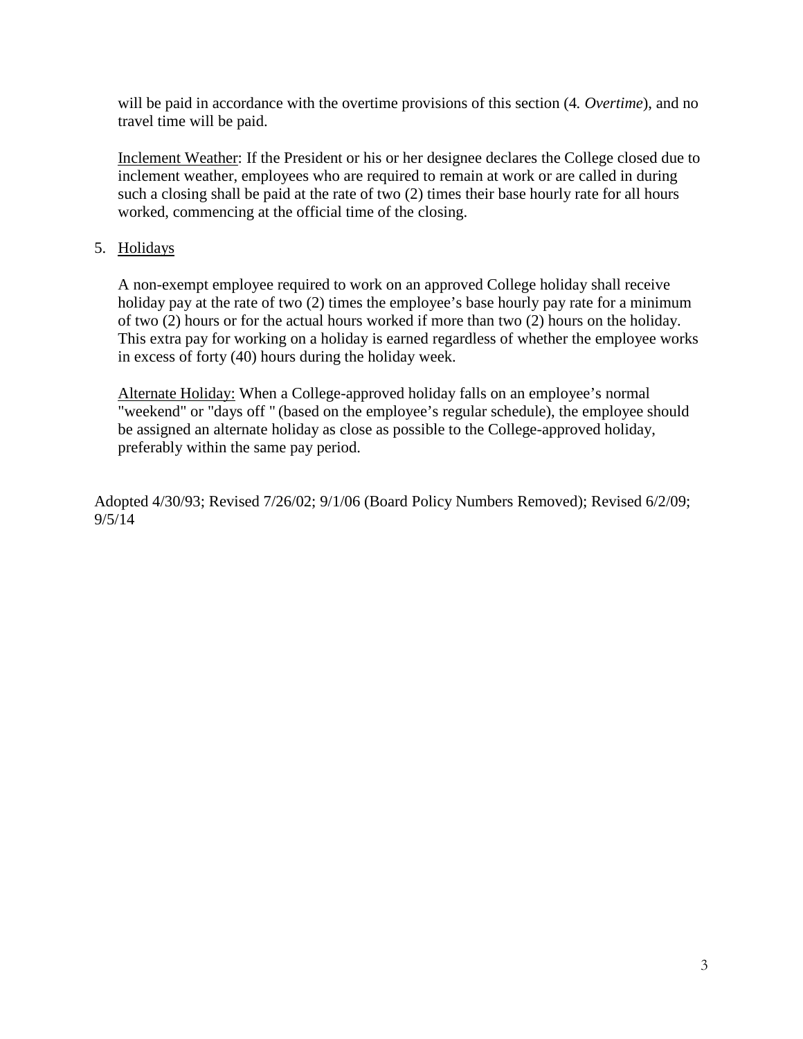will be paid in accordance with the overtime provisions of this section (4. *Overtime*), and no travel time will be paid.

Inclement Weather: If the President or his or her designee declares the College closed due to inclement weather, employees who are required to remain at work or are called in during such a closing shall be paid at the rate of two (2) times their base hourly rate for all hours worked, commencing at the official time of the closing.

5. Holidays

A non-exempt employee required to work on an approved College holiday shall receive holiday pay at the rate of two (2) times the employee's base hourly pay rate for a minimum of two (2) hours or for the actual hours worked if more than two (2) hours on the holiday. This extra pay for working on a holiday is earned regardless of whether the employee works in excess of forty (40) hours during the holiday week.

Alternate Holiday: When a College-approved holiday falls on an employee's normal "weekend" or "days off " (based on the employee's regular schedule), the employee should be assigned an alternate holiday as close as possible to the College-approved holiday, preferably within the same pay period.

Adopted 4/30/93; Revised 7/26/02; 9/1/06 (Board Policy Numbers Removed); Revised 6/2/09; 9/5/14